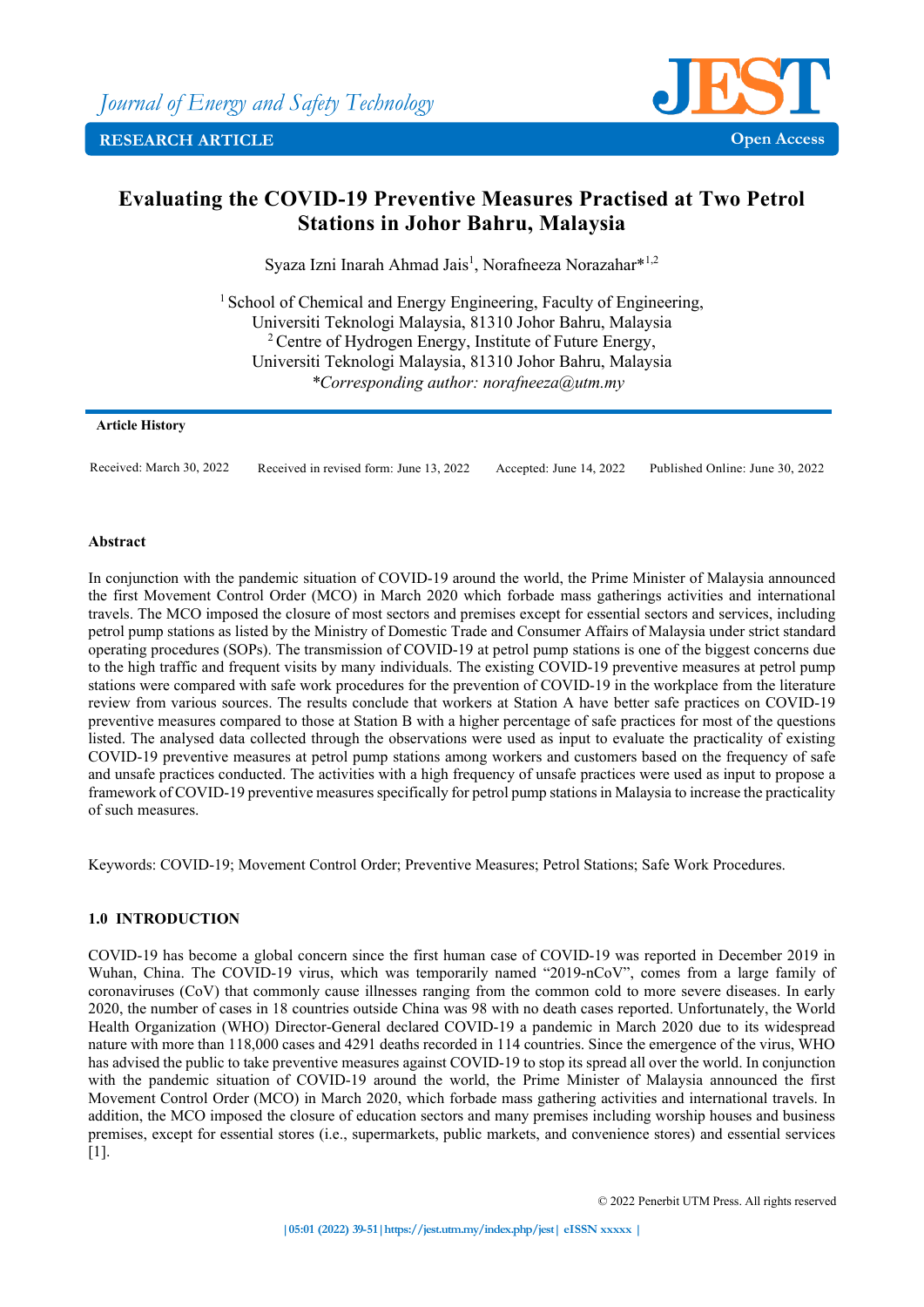Journal of Energy and Safety Technology

RESEARCH ARTICLE — Open Access

# Evaluating the COVID-19 Preventive Measures Practised at Two Petrol Stations in Johor Bahru, Malaysia

Syaza Izni Inarah Ahmad Jais[1], Norafneeza Norazahar*[1,2]

[1] School of Chemical and Energy Engineering, Faculty of Engineering, Universiti Teknologi Malaysia, 81310 Johor Bahru, Malaysia
[2] Centre of Hydrogen Energy, Institute of Future Energy, Universiti Teknologi Malaysia, 81310 Johor Bahru, Malaysia
*Corresponding author: norafneeza@utm.my*

**Article History**

Received: March 30, 2022 Received in revised form: June 13, 2022 Accepted: June 14, 2022 Published Online: June 30, 2022

**Abstract**

In conjunction with the pandemic situation of COVID-19 around the world, the Prime Minister of Malaysia announced the first Movement Control Order (MCO) in March 2020 which forbade mass gatherings activities and international travels. The MCO imposed the closure of most sectors and premises except for essential sectors and services, including petrol pump stations as listed by the Ministry of Domestic Trade and Consumer Affairs of Malaysia under strict standard operating procedures (SOPs). The transmission of COVID-19 at petrol pump stations is one of the biggest concerns due to the high traffic and frequent visits by many individuals. The existing COVID-19 preventive measures at petrol pump stations were compared with safe work procedures for the prevention of COVID-19 in the workplace from the literature review from various sources. The results conclude that workers at Station A have better safe practices on COVID-19 preventive measures compared to those at Station B with a higher percentage of safe practices for most of the questions listed. The analysed data collected through the observations were used as input to evaluate the practicality of existing COVID-19 preventive measures at petrol pump stations among workers and customers based on the frequency of safe and unsafe practices conducted. The activities with a high frequency of unsafe practices were used as input to propose a framework of COVID-19 preventive measures specifically for petrol pump stations in Malaysia to increase the practicality of such measures.

Keywords: COVID-19; Movement Control Order; Preventive Measures; Petrol Stations; Safe Work Procedures.

## 1.0 INTRODUCTION

COVID-19 has become a global concern since the first human case of COVID-19 was reported in December 2019 in Wuhan, China. The COVID-19 virus, which was temporarily named "2019-nCoV", comes from a large family of coronaviruses (CoV) that commonly cause illnesses ranging from the common cold to more severe diseases. In early 2020, the number of cases in 18 countries outside China was 98 with no death cases reported. Unfortunately, the World Health Organization (WHO) Director-General declared COVID-19 a pandemic in March 2020 due to its widespread nature with more than 118,000 cases and 4291 deaths recorded in 114 countries. Since the emergence of the virus, WHO has advised the public to take preventive measures against COVID-19 to stop its spread all over the world. In conjunction with the pandemic situation of COVID-19 around the world, the Prime Minister of Malaysia announced the first Movement Control Order (MCO) in March 2020, which forbade mass gathering activities and international travels. In addition, the MCO imposed the closure of education sectors and many premises including worship houses and business premises, except for essential stores (i.e., supermarkets, public markets, and convenience stores) and essential services [1].

© 2022 Penerbit UTM Press. All rights reserved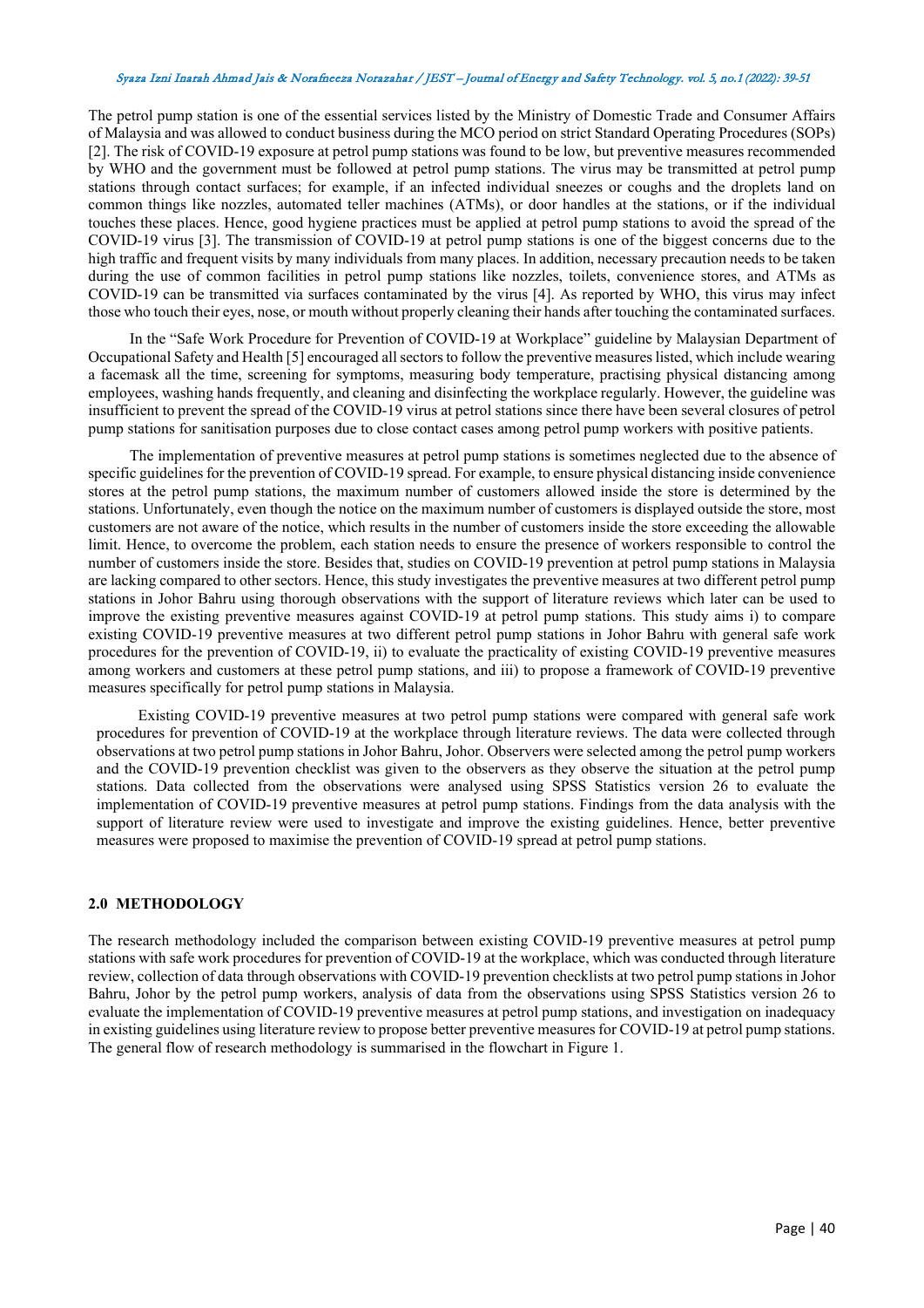The petrol pump station is one of the essential services listed by the Ministry of Domestic Trade and Consumer Affairs of Malaysia and was allowed to conduct business during the MCO period on strict Standard Operating Procedures (SOPs) [2]. The risk of COVID-19 exposure at petrol pump stations was found to be low, but preventive measures recommended by WHO and the government must be followed at petrol pump stations. The virus may be transmitted at petrol pump stations through contact surfaces; for example, if an infected individual sneezes or coughs and the droplets land on common things like nozzles, automated teller machines (ATMs), or door handles at the stations, or if the individual touches these places. Hence, good hygiene practices must be applied at petrol pump stations to avoid the spread of the COVID-19 virus [3]. The transmission of COVID-19 at petrol pump stations is one of the biggest concerns due to the high traffic and frequent visits by many individuals from many places. In addition, necessary precaution needs to be taken during the use of common facilities in petrol pump stations like nozzles, toilets, convenience stores, and ATMs as COVID-19 can be transmitted via surfaces contaminated by the virus [4]. As reported by WHO, this virus may infect those who touch their eyes, nose, or mouth without properly cleaning their hands after touching the contaminated surfaces.

In the "Safe Work Procedure for Prevention of COVID-19 at Workplace" guideline by Malaysian Department of Occupational Safety and Health [5] encouraged all sectors to follow the preventive measures listed, which include wearing a facemask all the time, screening for symptoms, measuring body temperature, practising physical distancing among employees, washing hands frequently, and cleaning and disinfecting the workplace regularly. However, the guideline was insufficient to prevent the spread of the COVID-19 virus at petrol stations since there have been several closures of petrol pump stations for sanitisation purposes due to close contact cases among petrol pump workers with positive patients.

The implementation of preventive measures at petrol pump stations is sometimes neglected due to the absence of specific guidelines for the prevention of COVID-19 spread. For example, to ensure physical distancing inside convenience stores at the petrol pump stations, the maximum number of customers allowed inside the store is determined by the stations. Unfortunately, even though the notice on the maximum number of customers is displayed outside the store, most customers are not aware of the notice, which results in the number of customers inside the store exceeding the allowable limit. Hence, to overcome the problem, each station needs to ensure the presence of workers responsible to control the number of customers inside the store. Besides that, studies on COVID-19 prevention at petrol pump stations in Malaysia are lacking compared to other sectors. Hence, this study investigates the preventive measures at two different petrol pump stations in Johor Bahru using thorough observations with the support of literature reviews which later can be used to improve the existing preventive measures against COVID-19 at petrol pump stations. This study aims i) to compare existing COVID-19 preventive measures at two different petrol pump stations in Johor Bahru with general safe work procedures for the prevention of COVID-19, ii) to evaluate the practicality of existing COVID-19 preventive measures among workers and customers at these petrol pump stations, and iii) to propose a framework of COVID-19 preventive measures specifically for petrol pump stations in Malaysia.

Existing COVID-19 preventive measures at two petrol pump stations were compared with general safe work procedures for prevention of COVID-19 at the workplace through literature reviews. The data were collected through observations at two petrol pump stations in Johor Bahru, Johor. Observers were selected among the petrol pump workers and the COVID-19 prevention checklist was given to the observers as they observe the situation at the petrol pump stations. Data collected from the observations were analysed using SPSS Statistics version 26 to evaluate the implementation of COVID-19 preventive measures at petrol pump stations. Findings from the data analysis with the support of literature review were used to investigate and improve the existing guidelines. Hence, better preventive measures were proposed to maximise the prevention of COVID-19 spread at petrol pump stations.

## 2.0 METHODOLOGY

The research methodology included the comparison between existing COVID-19 preventive measures at petrol pump stations with safe work procedures for prevention of COVID-19 at the workplace, which was conducted through literature review, collection of data through observations with COVID-19 prevention checklists at two petrol pump stations in Johor Bahru, Johor by the petrol pump workers, analysis of data from the observations using SPSS Statistics version 26 to evaluate the implementation of COVID-19 preventive measures at petrol pump stations, and investigation on inadequacy in existing guidelines using literature review to propose better preventive measures for COVID-19 at petrol pump stations. The general flow of research methodology is summarised in the flowchart in Figure 1.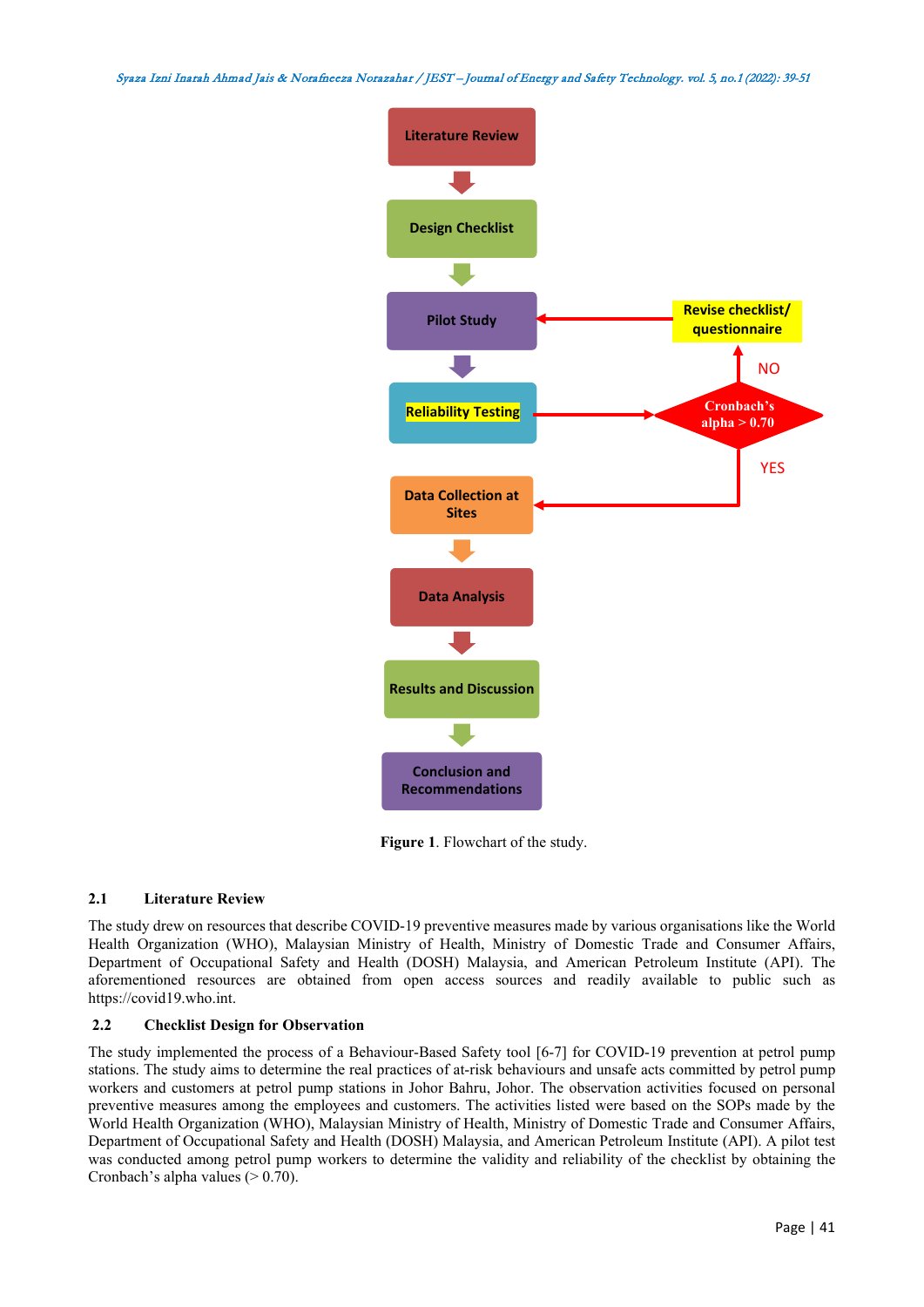Literature Review → Design Checklist → Pilot Study → Reliability Testing → Cronbach's alpha > 0.70 (NO → Revise checklist/ questionnaire → Pilot Study; YES → Data Collection at Sites) → Data Analysis → Results and Discussion → Conclusion and Recommendations

**Figure 1**. Flowchart of the study.

### 2.1 Literature Review

The study drew on resources that describe COVID-19 preventive measures made by various organisations like the World Health Organization (WHO), Malaysian Ministry of Health, Ministry of Domestic Trade and Consumer Affairs, Department of Occupational Safety and Health (DOSH) Malaysia, and American Petroleum Institute (API). The aforementioned resources are obtained from open access sources and readily available to public such as https://covid19.who.int.

### 2.2 Checklist Design for Observation

The study implemented the process of a Behaviour-Based Safety tool [6-7] for COVID-19 prevention at petrol pump stations. The study aims to determine the real practices of at-risk behaviours and unsafe acts committed by petrol pump workers and customers at petrol pump stations in Johor Bahru, Johor. The observation activities focused on personal preventive measures among the employees and customers. The activities listed were based on the SOPs made by the World Health Organization (WHO), Malaysian Ministry of Health, Ministry of Domestic Trade and Consumer Affairs, Department of Occupational Safety and Health (DOSH) Malaysia, and American Petroleum Institute (API). A pilot test was conducted among petrol pump workers to determine the validity and reliability of the checklist by obtaining the Cronbach's alpha values (> 0.70).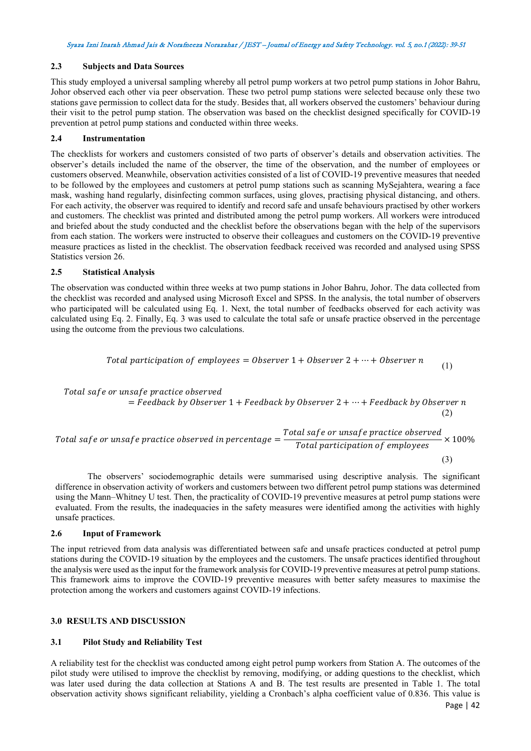### 2.3 Subjects and Data Sources

This study employed a universal sampling whereby all petrol pump workers at two petrol pump stations in Johor Bahru, Johor observed each other via peer observation. These two petrol pump stations were selected because only these two stations gave permission to collect data for the study. Besides that, all workers observed the customers' behaviour during their visit to the petrol pump station. The observation was based on the checklist designed specifically for COVID-19 prevention at petrol pump stations and conducted within three weeks.

### 2.4 Instrumentation

The checklists for workers and customers consisted of two parts of observer's details and observation activities. The observer's details included the name of the observer, the time of the observation, and the number of employees or customers observed. Meanwhile, observation activities consisted of a list of COVID-19 preventive measures that needed to be followed by the employees and customers at petrol pump stations such as scanning MySejahtera, wearing a face mask, washing hand regularly, disinfecting common surfaces, using gloves, practising physical distancing, and others. For each activity, the observer was required to identify and record safe and unsafe behaviours practised by other workers and customers. The checklist was printed and distributed among the petrol pump workers. All workers were introduced and briefed about the study conducted and the checklist before the observations began with the help of the supervisors from each station. The workers were instructed to observe their colleagues and customers on the COVID-19 preventive measure practices as listed in the checklist. The observation feedback received was recorded and analysed using SPSS Statistics version 26.

### 2.5 Statistical Analysis

The observation was conducted within three weeks at two pump stations in Johor Bahru, Johor. The data collected from the checklist was recorded and analysed using Microsoft Excel and SPSS. In the analysis, the total number of observers who participated will be calculated using Eq. 1. Next, the total number of feedbacks observed for each activity was calculated using Eq. 2. Finally, Eq. 3 was used to calculate the total safe or unsafe practice observed in the percentage using the outcome from the previous two calculations.

$$Total\ participation\ of\ employees = Observer\ 1 + Observer\ 2 + \cdots + Observer\ n \tag{1}$$

$$Total\ safe\ or\ unsafe\ practice\ observed = Feedback\ by\ Observer\ 1 + Feedback\ by\ Observer\ 2 + \cdots + Feedback\ by\ Observer\ n \tag{2}$$

$$Total\ safe\ or\ unsafe\ practice\ observed\ in\ percentage = \frac{Total\ safe\ or\ unsafe\ practice\ observed}{Total\ participation\ of\ employees} \times 100\% \tag{3}$$

The observers' sociodemographic details were summarised using descriptive analysis. The significant difference in observation activity of workers and customers between two different petrol pump stations was determined using the Mann–Whitney U test. Then, the practicality of COVID-19 preventive measures at petrol pump stations were evaluated. From the results, the inadequacies in the safety measures were identified among the activities with highly unsafe practices.

### 2.6 Input of Framework

The input retrieved from data analysis was differentiated between safe and unsafe practices conducted at petrol pump stations during the COVID-19 situation by the employees and the customers. The unsafe practices identified throughout the analysis were used as the input for the framework analysis for COVID-19 preventive measures at petrol pump stations. This framework aims to improve the COVID-19 preventive measures with better safety measures to maximise the protection among the workers and customers against COVID-19 infections.

## 3.0 RESULTS AND DISCUSSION

### 3.1 Pilot Study and Reliability Test

A reliability test for the checklist was conducted among eight petrol pump workers from Station A. The outcomes of the pilot study were utilised to improve the checklist by removing, modifying, or adding questions to the checklist, which was later used during the data collection at Stations A and B. The test results are presented in Table 1. The total observation activity shows significant reliability, yielding a Cronbach's alpha coefficient value of 0.836. This value is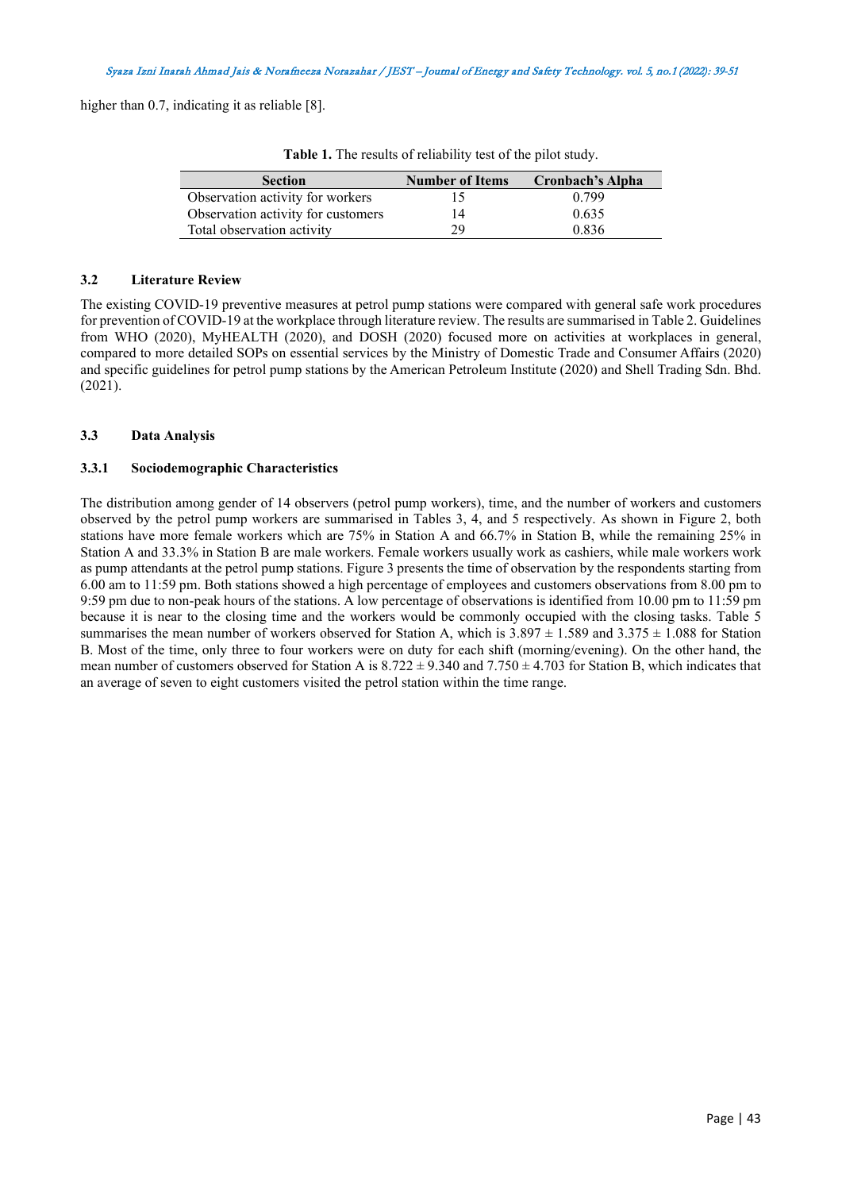higher than 0.7, indicating it as reliable [8].

**Table 1.** The results of reliability test of the pilot study.

| Section | Number of Items | Cronbach's Alpha |
| --- | --- | --- |
| Observation activity for workers | 15 | 0.799 |
| Observation activity for customers | 14 | 0.635 |
| Total observation activity | 29 | 0.836 |

### 3.2 Literature Review

The existing COVID-19 preventive measures at petrol pump stations were compared with general safe work procedures for prevention of COVID-19 at the workplace through literature review. The results are summarised in Table 2. Guidelines from WHO (2020), MyHEALTH (2020), and DOSH (2020) focused more on activities at workplaces in general, compared to more detailed SOPs on essential services by the Ministry of Domestic Trade and Consumer Affairs (2020) and specific guidelines for petrol pump stations by the American Petroleum Institute (2020) and Shell Trading Sdn. Bhd. (2021).

### 3.3 Data Analysis

#### 3.3.1 Sociodemographic Characteristics

The distribution among gender of 14 observers (petrol pump workers), time, and the number of workers and customers observed by the petrol pump workers are summarised in Tables 3, 4, and 5 respectively. As shown in Figure 2, both stations have more female workers which are 75% in Station A and 66.7% in Station B, while the remaining 25% in Station A and 33.3% in Station B are male workers. Female workers usually work as cashiers, while male workers work as pump attendants at the petrol pump stations. Figure 3 presents the time of observation by the respondents starting from 6.00 am to 11:59 pm. Both stations showed a high percentage of employees and customers observations from 8.00 pm to 9:59 pm due to non-peak hours of the stations. A low percentage of observations is identified from 10.00 pm to 11:59 pm because it is near to the closing time and the workers would be commonly occupied with the closing tasks. Table 5 summarises the mean number of workers observed for Station A, which is $3.897 \pm 1.589$ and $3.375 \pm 1.088$ for Station B. Most of the time, only three to four workers were on duty for each shift (morning/evening). On the other hand, the mean number of customers observed for Station A is $8.722 \pm 9.340$ and $7.750 \pm 4.703$ for Station B, which indicates that an average of seven to eight customers visited the petrol station within the time range.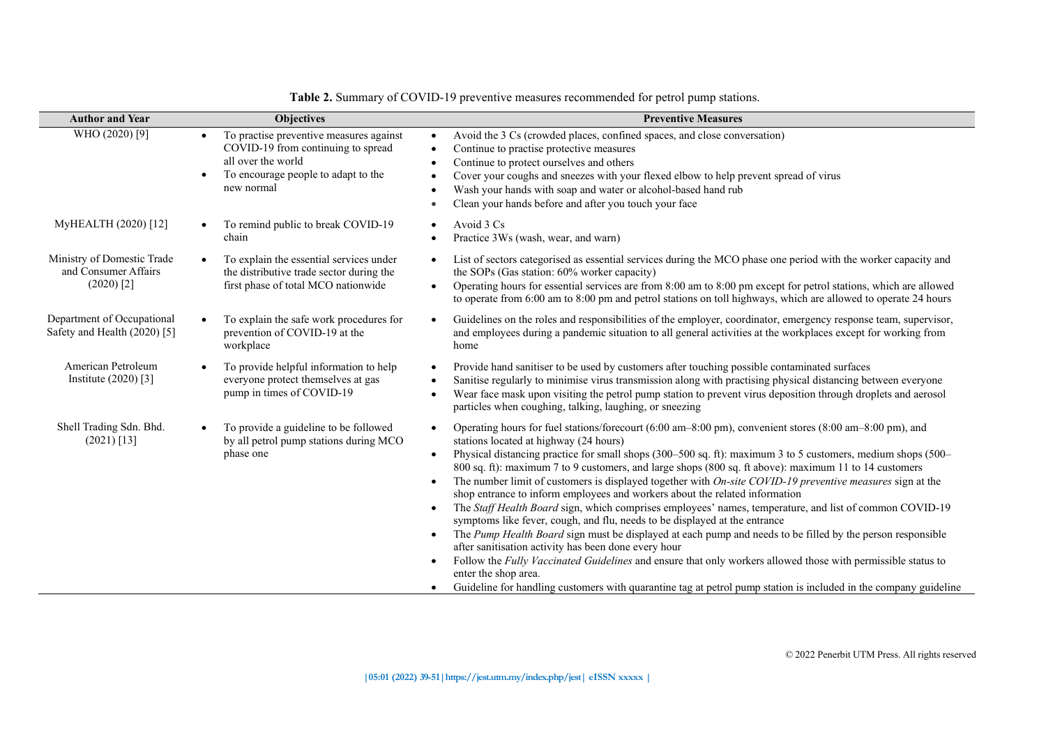**Table 2.** Summary of COVID-19 preventive measures recommended for petrol pump stations.

| Author and Year | Objectives | Preventive Measures |
|---|---|---|
| WHO (2020) [9] | • To practise preventive measures against COVID-19 from continuing to spread all over the world<br>• To encourage people to adapt to the new normal | • Avoid the 3 Cs (crowded places, confined spaces, and close conversation)<br>• Continue to practise protective measures<br>• Continue to protect ourselves and others<br>• Cover your coughs and sneezes with your flexed elbow to help prevent spread of virus<br>• Wash your hands with soap and water or alcohol-based hand rub<br>• Clean your hands before and after you touch your face |
| MyHEALTH (2020) [12] | • To remind public to break COVID-19 chain | • Avoid 3 Cs<br>• Practice 3Ws (wash, wear, and warn) |
| Ministry of Domestic Trade and Consumer Affairs (2020) [2] | • To explain the essential services under the distributive trade sector during the first phase of total MCO nationwide | • List of sectors categorised as essential services during the MCO phase one period with the worker capacity and the SOPs (Gas station: 60% worker capacity)<br>• Operating hours for essential services are from 8:00 am to 8:00 pm except for petrol stations, which are allowed to operate from 6:00 am to 8:00 pm and petrol stations on toll highways, which are allowed to operate 24 hours |
| Department of Occupational Safety and Health (2020) [5] | • To explain the safe work procedures for prevention of COVID-19 at the workplace | • Guidelines on the roles and responsibilities of the employer, coordinator, emergency response team, supervisor, and employees during a pandemic situation to all general activities at the workplaces except for working from home |
| American Petroleum Institute (2020) [3] | • To provide helpful information to help everyone protect themselves at gas pump in times of COVID-19 | • Provide hand sanitiser to be used by customers after touching possible contaminated surfaces<br>• Sanitise regularly to minimise virus transmission along with practising physical distancing between everyone<br>• Wear face mask upon visiting the petrol pump station to prevent virus deposition through droplets and aerosol particles when coughing, talking, laughing, or sneezing |
| Shell Trading Sdn. Bhd. (2021) [13] | • To provide a guideline to be followed by all petrol pump stations during MCO phase one | • Operating hours for fuel stations/forecourt (6:00 am–8:00 pm), convenient stores (8:00 am–8:00 pm), and stations located at highway (24 hours)<br>• Physical distancing practice for small shops (300–500 sq. ft): maximum 3 to 5 customers, medium shops (500–800 sq. ft): maximum 7 to 9 customers, and large shops (800 sq. ft above): maximum 11 to 14 customers<br>• The number limit of customers is displayed together with *On-site COVID-19 preventive measures* sign at the shop entrance to inform employees and workers about the related information<br>• The *Staff Health Board* sign, which comprises employees' names, temperature, and list of common COVID-19 symptoms like fever, cough, and flu, needs to be displayed at the entrance<br>• The *Pump Health Board* sign must be displayed at each pump and needs to be filled by the person responsible after sanitisation activity has been done every hour<br>• Follow the *Fully Vaccinated Guidelines* and ensure that only workers allowed those with permissible status to enter the shop area.<br>• Guideline for handling customers with quarantine tag at petrol pump station is included in the company guideline |

© 2022 Penerbit UTM Press. All rights reserved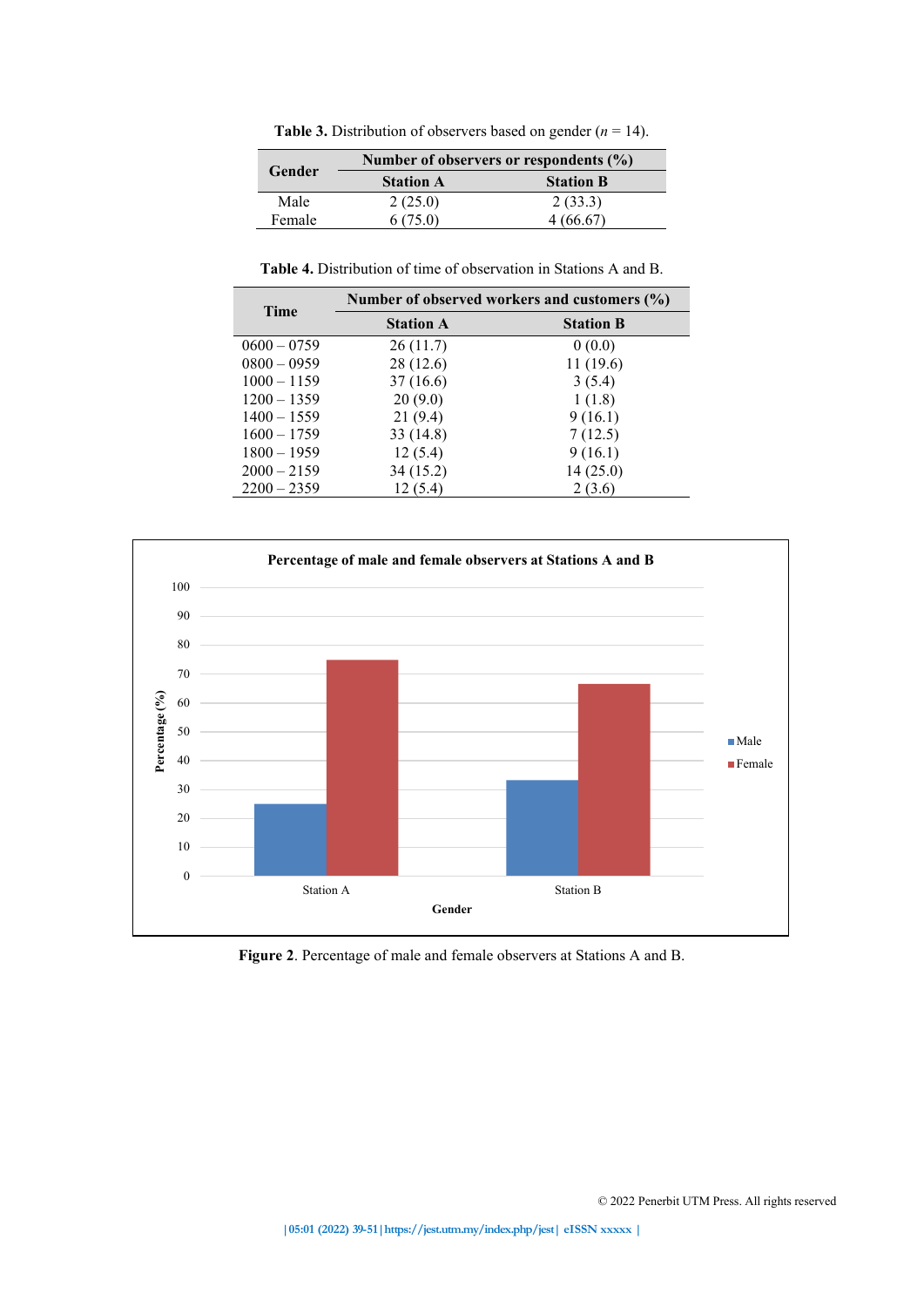**Table 3.** Distribution of observers based on gender ($n$ = 14).

| Gender | Number of observers or respondents (%) | |
|---|---|---|
| | Station A | Station B |
| Male | 2 (25.0) | 2 (33.3) |
| Female | 6 (75.0) | 4 (66.67) |

**Table 4.** Distribution of time of observation in Stations A and B.

| Time | Number of observed workers and customers (%) | |
|---|---|---|
| | Station A | Station B |
| 0600 – 0759 | 26 (11.7) | 0 (0.0) |
| 0800 – 0959 | 28 (12.6) | 11 (19.6) |
| 1000 – 1159 | 37 (16.6) | 3 (5.4) |
| 1200 – 1359 | 20 (9.0) | 1 (1.8) |
| 1400 – 1559 | 21 (9.4) | 9 (16.1) |
| 1600 – 1759 | 33 (14.8) | 7 (12.5) |
| 1800 – 1959 | 12 (5.4) | 9 (16.1) |
| 2000 – 2159 | 34 (15.2) | 14 (25.0) |
| 2200 – 2359 | 12 (5.4) | 2 (3.6) |

**Figure 2**. Percentage of male and female observers at Stations A and B.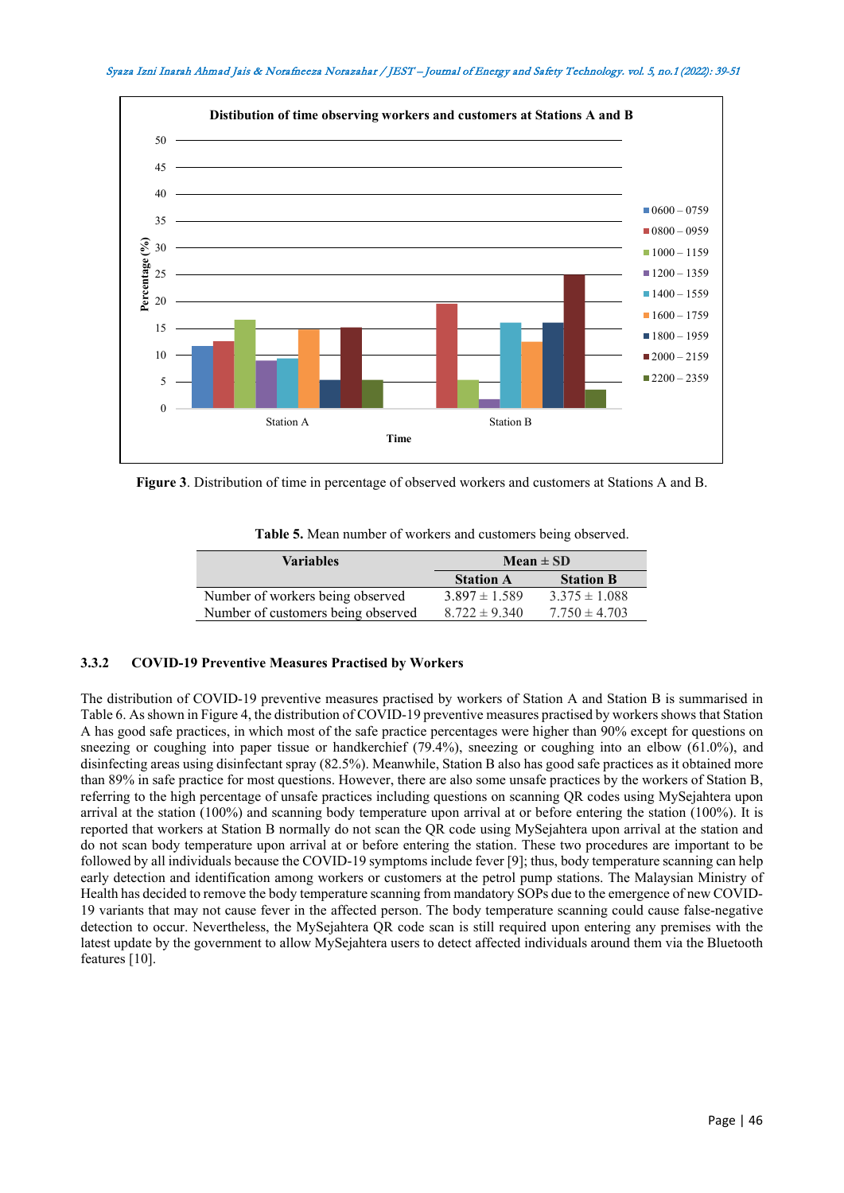**Figure 3**. Distribution of time in percentage of observed workers and customers at Stations A and B.

**Table 5.** Mean number of workers and customers being observed.

| Variables | Mean ± SD | |
|---|---|---|
| | **Station A** | **Station B** |
| Number of workers being observed | 3.897 ± 1.589 | 3.375 ± 1.088 |
| Number of customers being observed | 8.722 ± 9.340 | 7.750 ± 4.703 |

### 3.3.2 COVID-19 Preventive Measures Practised by Workers

The distribution of COVID-19 preventive measures practised by workers of Station A and Station B is summarised in Table 6. As shown in Figure 4, the distribution of COVID-19 preventive measures practised by workers shows that Station A has good safe practices, in which most of the safe practice percentages were higher than 90% except for questions on sneezing or coughing into paper tissue or handkerchief (79.4%), sneezing or coughing into an elbow (61.0%), and disinfecting areas using disinfectant spray (82.5%). Meanwhile, Station B also has good safe practices as it obtained more than 89% in safe practice for most questions. However, there are also some unsafe practices by the workers of Station B, referring to the high percentage of unsafe practices including questions on scanning QR codes using MySejahtera upon arrival at the station (100%) and scanning body temperature upon arrival at or before entering the station (100%). It is reported that workers at Station B normally do not scan the QR code using MySejahtera upon arrival at the station and do not scan body temperature upon arrival at or before entering the station. These two procedures are important to be followed by all individuals because the COVID-19 symptoms include fever [9]; thus, body temperature scanning can help early detection and identification among workers or customers at the petrol pump stations. The Malaysian Ministry of Health has decided to remove the body temperature scanning from mandatory SOPs due to the emergence of new COVID-19 variants that may not cause fever in the affected person. The body temperature scanning could cause false-negative detection to occur. Nevertheless, the MySejahtera QR code scan is still required upon entering any premises with the latest update by the government to allow MySejahtera users to detect affected individuals around them via the Bluetooth features [10].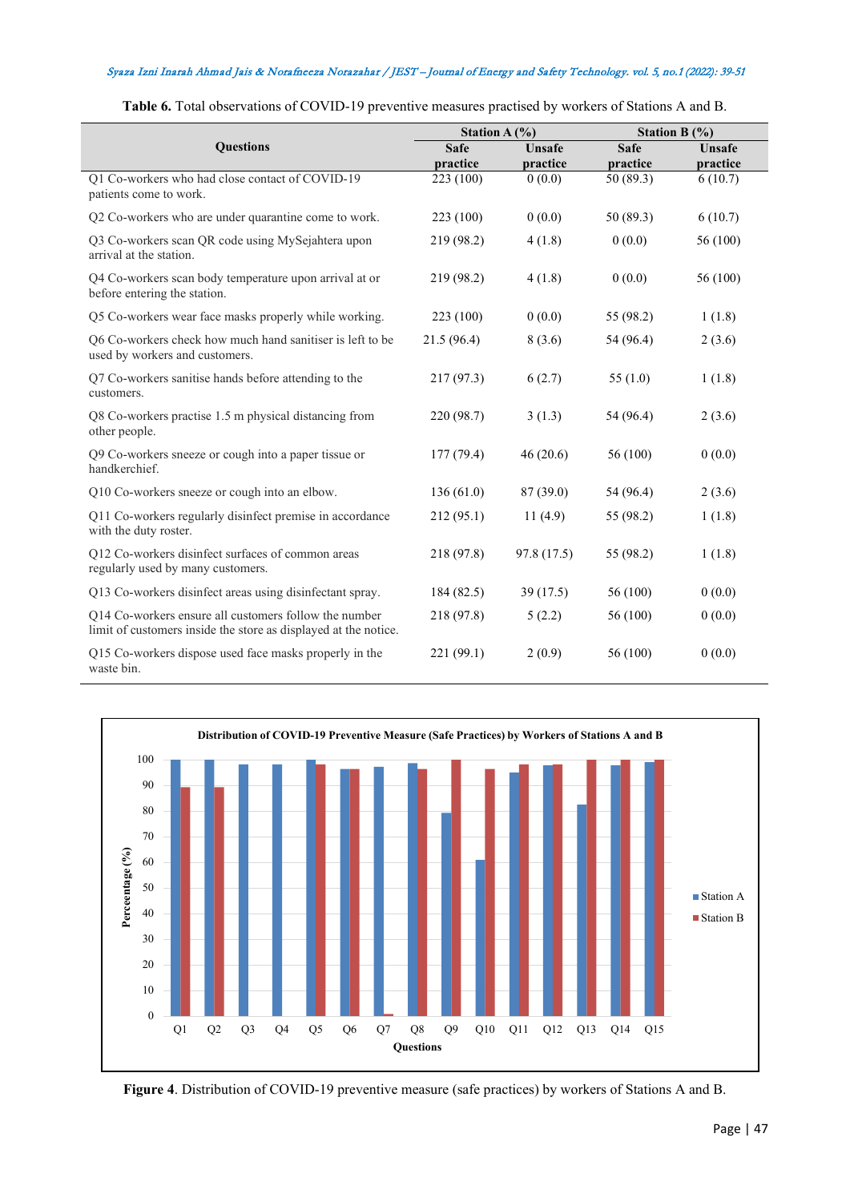**Table 6.** Total observations of COVID-19 preventive measures practised by workers of Stations A and B.

| Questions | Station A (%) | | Station B (%) | |
|---|---|---|---|---|
| | Safe practice | Unsafe practice | Safe practice | Unsafe practice |
| Q1 Co-workers who had close contact of COVID-19 patients come to work. | 223 (100) | 0 (0.0) | 50 (89.3) | 6 (10.7) |
| Q2 Co-workers who are under quarantine come to work. | 223 (100) | 0 (0.0) | 50 (89.3) | 6 (10.7) |
| Q3 Co-workers scan QR code using MySejahtera upon arrival at the station. | 219 (98.2) | 4 (1.8) | 0 (0.0) | 56 (100) |
| Q4 Co-workers scan body temperature upon arrival at or before entering the station. | 219 (98.2) | 4 (1.8) | 0 (0.0) | 56 (100) |
| Q5 Co-workers wear face masks properly while working. | 223 (100) | 0 (0.0) | 55 (98.2) | 1 (1.8) |
| Q6 Co-workers check how much hand sanitiser is left to be used by workers and customers. | 21.5 (96.4) | 8 (3.6) | 54 (96.4) | 2 (3.6) |
| Q7 Co-workers sanitise hands before attending to the customers. | 217 (97.3) | 6 (2.7) | 55 (1.0) | 1 (1.8) |
| Q8 Co-workers practise 1.5 m physical distancing from other people. | 220 (98.7) | 3 (1.3) | 54 (96.4) | 2 (3.6) |
| Q9 Co-workers sneeze or cough into a paper tissue or handkerchief. | 177 (79.4) | 46 (20.6) | 56 (100) | 0 (0.0) |
| Q10 Co-workers sneeze or cough into an elbow. | 136 (61.0) | 87 (39.0) | 54 (96.4) | 2 (3.6) |
| Q11 Co-workers regularly disinfect premise in accordance with the duty roster. | 212 (95.1) | 11 (4.9) | 55 (98.2) | 1 (1.8) |
| Q12 Co-workers disinfect surfaces of common areas regularly used by many customers. | 218 (97.8) | 97.8 (17.5) | 55 (98.2) | 1 (1.8) |
| Q13 Co-workers disinfect areas using disinfectant spray. | 184 (82.5) | 39 (17.5) | 56 (100) | 0 (0.0) |
| Q14 Co-workers ensure all customers follow the number limit of customers inside the store as displayed at the notice. | 218 (97.8) | 5 (2.2) | 56 (100) | 0 (0.0) |
| Q15 Co-workers dispose used face masks properly in the waste bin. | 221 (99.1) | 2 (0.9) | 56 (100) | 0 (0.0) |

**Figure 4**. Distribution of COVID-19 preventive measure (safe practices) by workers of Stations A and B.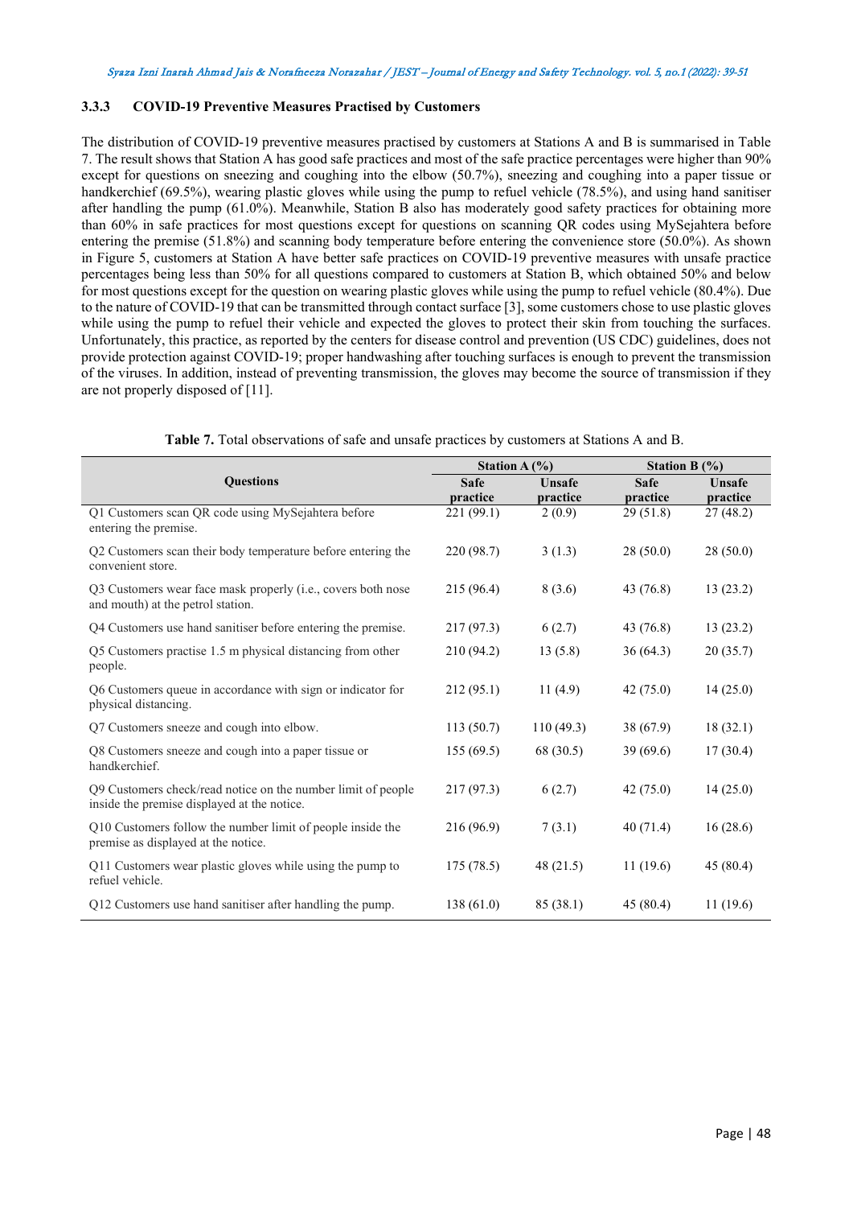### 3.3.3 COVID-19 Preventive Measures Practised by Customers

The distribution of COVID-19 preventive measures practised by customers at Stations A and B is summarised in Table 7. The result shows that Station A has good safe practices and most of the safe practice percentages were higher than 90% except for questions on sneezing and coughing into the elbow (50.7%), sneezing and coughing into a paper tissue or handkerchief (69.5%), wearing plastic gloves while using the pump to refuel vehicle (78.5%), and using hand sanitiser after handling the pump (61.0%). Meanwhile, Station B also has moderately good safety practices for obtaining more than 60% in safe practices for most questions except for questions on scanning QR codes using MySejahtera before entering the premise (51.8%) and scanning body temperature before entering the convenience store (50.0%). As shown in Figure 5, customers at Station A have better safe practices on COVID-19 preventive measures with unsafe practice percentages being less than 50% for all questions compared to customers at Station B, which obtained 50% and below for most questions except for the question on wearing plastic gloves while using the pump to refuel vehicle (80.4%). Due to the nature of COVID-19 that can be transmitted through contact surface [3], some customers chose to use plastic gloves while using the pump to refuel their vehicle and expected the gloves to protect their skin from touching the surfaces. Unfortunately, this practice, as reported by the centers for disease control and prevention (US CDC) guidelines, does not provide protection against COVID-19; proper handwashing after touching surfaces is enough to prevent the transmission of the viruses. In addition, instead of preventing transmission, the gloves may become the source of transmission if they are not properly disposed of [11].

**Table 7.** Total observations of safe and unsafe practices by customers at Stations A and B.

| Questions | Station A (%) | | Station B (%) | |
|---|---|---|---|---|
| | Safe practice | Unsafe practice | Safe practice | Unsafe practice |
| Q1 Customers scan QR code using MySejahtera before entering the premise. | 221 (99.1) | 2 (0.9) | 29 (51.8) | 27 (48.2) |
| Q2 Customers scan their body temperature before entering the convenient store. | 220 (98.7) | 3 (1.3) | 28 (50.0) | 28 (50.0) |
| Q3 Customers wear face mask properly (i.e., covers both nose and mouth) at the petrol station. | 215 (96.4) | 8 (3.6) | 43 (76.8) | 13 (23.2) |
| Q4 Customers use hand sanitiser before entering the premise. | 217 (97.3) | 6 (2.7) | 43 (76.8) | 13 (23.2) |
| Q5 Customers practise 1.5 m physical distancing from other people. | 210 (94.2) | 13 (5.8) | 36 (64.3) | 20 (35.7) |
| Q6 Customers queue in accordance with sign or indicator for physical distancing. | 212 (95.1) | 11 (4.9) | 42 (75.0) | 14 (25.0) |
| Q7 Customers sneeze and cough into elbow. | 113 (50.7) | 110 (49.3) | 38 (67.9) | 18 (32.1) |
| Q8 Customers sneeze and cough into a paper tissue or handkerchief. | 155 (69.5) | 68 (30.5) | 39 (69.6) | 17 (30.4) |
| Q9 Customers check/read notice on the number limit of people inside the premise displayed at the notice. | 217 (97.3) | 6 (2.7) | 42 (75.0) | 14 (25.0) |
| Q10 Customers follow the number limit of people inside the premise as displayed at the notice. | 216 (96.9) | 7 (3.1) | 40 (71.4) | 16 (28.6) |
| Q11 Customers wear plastic gloves while using the pump to refuel vehicle. | 175 (78.5) | 48 (21.5) | 11 (19.6) | 45 (80.4) |
| Q12 Customers use hand sanitiser after handling the pump. | 138 (61.0) | 85 (38.1) | 45 (80.4) | 11 (19.6) |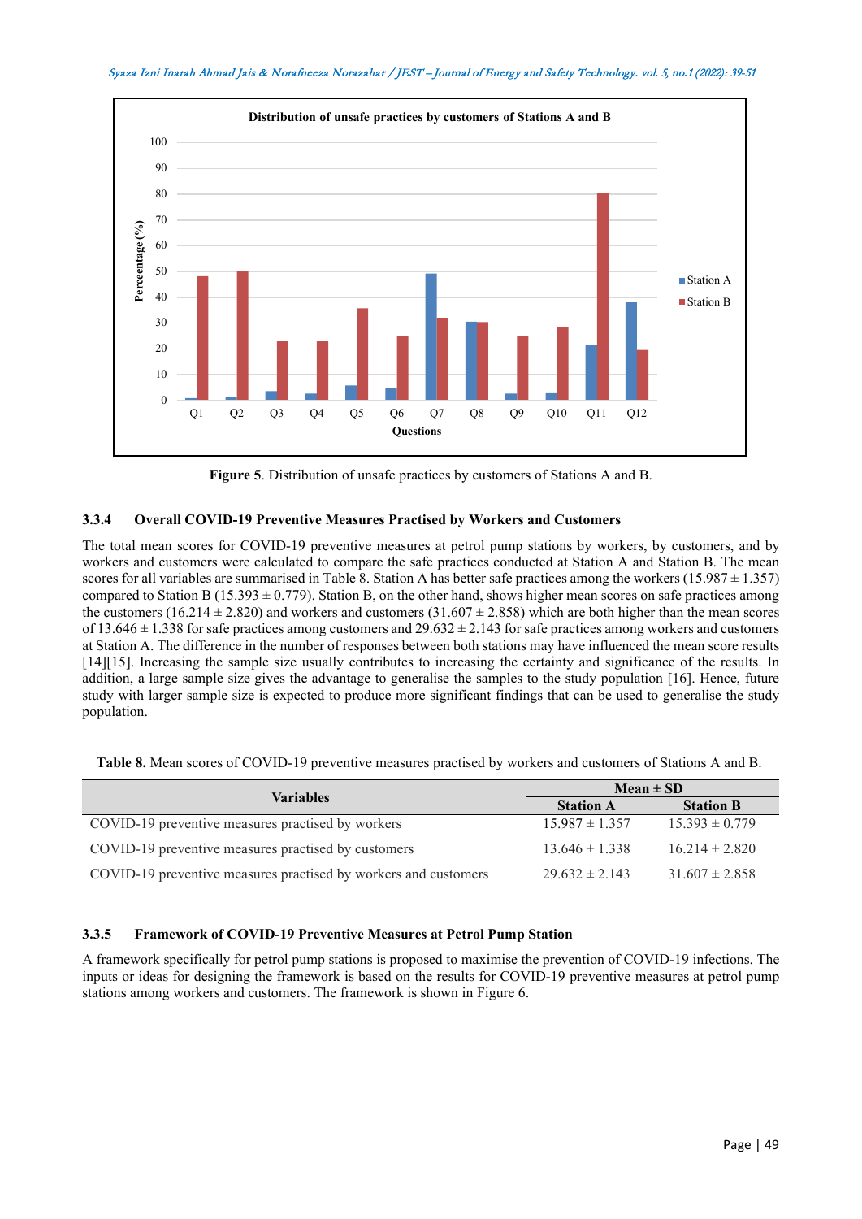**Figure 5**. Distribution of unsafe practices by customers of Stations A and B.

### 3.3.4 Overall COVID-19 Preventive Measures Practised by Workers and Customers

The total mean scores for COVID-19 preventive measures at petrol pump stations by workers, by customers, and by workers and customers were calculated to compare the safe practices conducted at Station A and Station B. The mean scores for all variables are summarised in Table 8. Station A has better safe practices among the workers (15.987 ± 1.357) compared to Station B (15.393 ± 0.779). Station B, on the other hand, shows higher mean scores on safe practices among the customers (16.214 ± 2.820) and workers and customers (31.607 ± 2.858) which are both higher than the mean scores of 13.646 ± 1.338 for safe practices among customers and 29.632 ± 2.143 for safe practices among workers and customers at Station A. The difference in the number of responses between both stations may have influenced the mean score results [14][15]. Increasing the sample size usually contributes to increasing the certainty and significance of the results. In addition, a large sample size gives the advantage to generalise the samples to the study population [16]. Hence, future study with larger sample size is expected to produce more significant findings that can be used to generalise the study population.

**Table 8.** Mean scores of COVID-19 preventive measures practised by workers and customers of Stations A and B.

| Variables | Mean ± SD | |
|---|---|---|
| | Station A | Station B |
| COVID-19 preventive measures practised by workers | 15.987 ± 1.357 | 15.393 ± 0.779 |
| COVID-19 preventive measures practised by customers | 13.646 ± 1.338 | 16.214 ± 2.820 |
| COVID-19 preventive measures practised by workers and customers | 29.632 ± 2.143 | 31.607 ± 2.858 |

### 3.3.5 Framework of COVID-19 Preventive Measures at Petrol Pump Station

A framework specifically for petrol pump stations is proposed to maximise the prevention of COVID-19 infections. The inputs or ideas for designing the framework is based on the results for COVID-19 preventive measures at petrol pump stations among workers and customers. The framework is shown in Figure 6.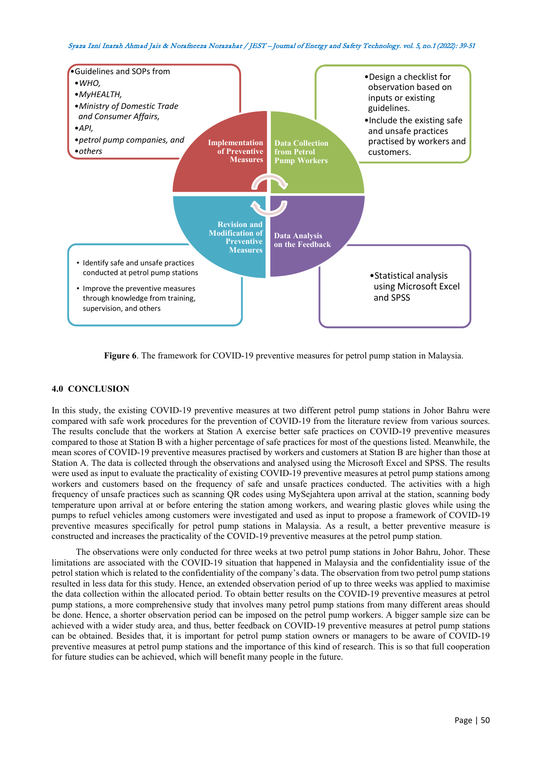- Guidelines and SOPs from
- *WHO,*
- *MyHEALTH,*
- *Ministry of Domestic Trade and Consumer Affairs,*
- *API,*
- *petrol pump companies, and*
- *others*

**Implementation of Preventive Measures**

**Data Collection from Petrol Pump Workers**

- Design a checklist for observation based on inputs or existing guidelines.
- Include the existing safe and unsafe practices practised by workers and customers.

**Revision and Modification of Preventive Measures**

- Identify safe and unsafe practices conducted at petrol pump stations
- Improve the preventive measures through knowledge from training, supervision, and others

**Data Analysis on the Feedback**

- Statistical analysis using Microsoft Excel and SPSS

**Figure 6**. The framework for COVID-19 preventive measures for petrol pump station in Malaysia.

## 4.0 CONCLUSION

In this study, the existing COVID-19 preventive measures at two different petrol pump stations in Johor Bahru were compared with safe work procedures for the prevention of COVID-19 from the literature review from various sources. The results conclude that the workers at Station A exercise better safe practices on COVID-19 preventive measures compared to those at Station B with a higher percentage of safe practices for most of the questions listed. Meanwhile, the mean scores of COVID-19 preventive measures practised by workers and customers at Station B are higher than those at Station A. The data is collected through the observations and analysed using the Microsoft Excel and SPSS. The results were used as input to evaluate the practicality of existing COVID-19 preventive measures at petrol pump stations among workers and customers based on the frequency of safe and unsafe practices conducted. The activities with a high frequency of unsafe practices such as scanning QR codes using MySejahtera upon arrival at the station, scanning body temperature upon arrival at or before entering the station among workers, and wearing plastic gloves while using the pumps to refuel vehicles among customers were investigated and used as input to propose a framework of COVID-19 preventive measures specifically for petrol pump stations in Malaysia. As a result, a better preventive measure is constructed and increases the practicality of the COVID-19 preventive measures at the petrol pump station.

The observations were only conducted for three weeks at two petrol pump stations in Johor Bahru, Johor. These limitations are associated with the COVID-19 situation that happened in Malaysia and the confidentiality issue of the petrol station which is related to the confidentiality of the company's data. The observation from two petrol pump stations resulted in less data for this study. Hence, an extended observation period of up to three weeks was applied to maximise the data collection within the allocated period. To obtain better results on the COVID-19 preventive measures at petrol pump stations, a more comprehensive study that involves many petrol pump stations from many different areas should be done. Hence, a shorter observation period can be imposed on the petrol pump workers. A bigger sample size can be achieved with a wider study area, and thus, better feedback on COVID-19 preventive measures at petrol pump stations can be obtained. Besides that, it is important for petrol pump station owners or managers to be aware of COVID-19 preventive measures at petrol pump stations and the importance of this kind of research. This is so that full cooperation for future studies can be achieved, which will benefit many people in the future.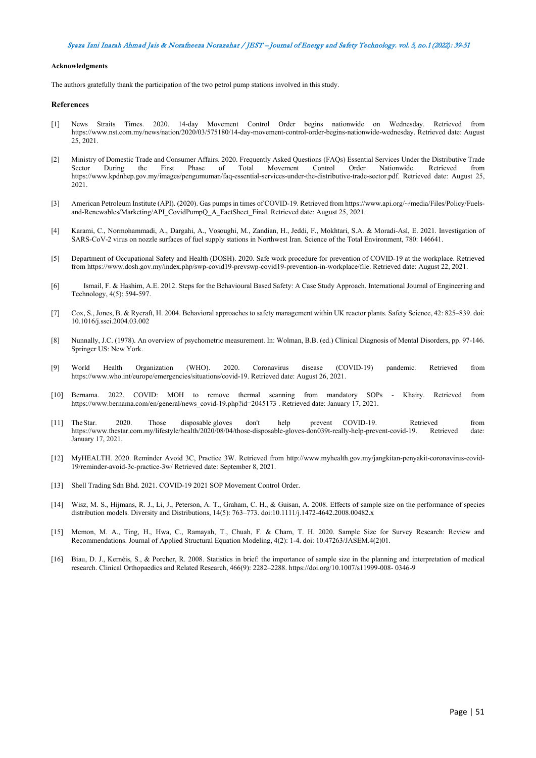**Acknowledgments**

The authors gratefully thank the participation of the two petrol pump stations involved in this study.

## References

[1] News Straits Times. 2020. 14-day Movement Control Order begins nationwide on Wednesday. Retrieved from https://www.nst.com.my/news/nation/2020/03/575180/14-day-movement-control-order-begins-nationwide-wednesday. Retrieved date: August 25, 2021.

[2] Ministry of Domestic Trade and Consumer Affairs. 2020. Frequently Asked Questions (FAQs) Essential Services Under the Distributive Trade Sector During the First Phase of Total Movement Control Order Nationwide. Retrieved from https://www.kpdnhep.gov.my/images/pengumuman/faq-essential-services-under-the-distributive-trade-sector.pdf. Retrieved date: August 25, 2021.

[3] American Petroleum Institute (API). (2020). Gas pumps in times of COVID-19. Retrieved from https://www.api.org/~/media/Files/Policy/Fuels-and-Renewables/Marketing/API_CovidPumpQ_A_FactSheet_Final. Retrieved date: August 25, 2021.

[4] Karami, C., Normohammadi, A., Dargahi, A., Vosoughi, M., Zandian, H., Jeddi, F., Mokhtari, S.A. & Moradi-Asl, E. 2021. Investigation of SARS-CoV-2 virus on nozzle surfaces of fuel supply stations in Northwest Iran. Science of the Total Environment, 780: 146641.

[5] Department of Occupational Safety and Health (DOSH). 2020. Safe work procedure for prevention of COVID-19 at the workplace. Retrieved from https://www.dosh.gov.my/index.php/swp-covid19-prevswp-covid19-prevention-in-workplace/file. Retrieved date: August 22, 2021.

[6] Ismail, F. & Hashim, A.E. 2012. Steps for the Behavioural Based Safety: A Case Study Approach. International Journal of Engineering and Technology, 4(5): 594-597.

[7] Cox, S., Jones, B. & Rycraft, H. 2004. Behavioral approaches to safety management within UK reactor plants. Safety Science, 42: 825–839. doi: 10.1016/j.ssci.2004.03.002

[8] Nunnally, J.C. (1978). An overview of psychometric measurement. In: Wolman, B.B. (ed.) Clinical Diagnosis of Mental Disorders, pp. 97-146. Springer US: New York.

[9] World Health Organization (WHO). 2020. Coronavirus disease (COVID-19) pandemic. Retrieved from https://www.who.int/europe/emergencies/situations/covid-19. Retrieved date: August 26, 2021.

[10] Bernama. 2022. COVID: MOH to remove thermal scanning from mandatory SOPs - Khairy. Retrieved from https://www.bernama.com/en/general/news_covid-19.php?id=2045173 . Retrieved date: January 17, 2021.

[11] The Star. 2020. Those disposable gloves don't help prevent COVID-19. Retrieved from https://www.thestar.com.my/lifestyle/health/2020/08/04/those-disposable-gloves-don039t-really-help-prevent-covid-19. Retrieved date: January 17, 2021.

[12] MyHEALTH. 2020. Reminder Avoid 3C, Practice 3W. Retrieved from http://www.myhealth.gov.my/jangkitan-penyakit-coronavirus-covid-19/reminder-avoid-3c-practice-3w/ Retrieved date: September 8, 2021.

[13] Shell Trading Sdn Bhd. 2021. COVID-19 2021 SOP Movement Control Order.

[14] Wisz, M. S., Hijmans, R. J., Li, J., Peterson, A. T., Graham, C. H., & Guisan, A. 2008. Effects of sample size on the performance of species distribution models. Diversity and Distributions, 14(5): 763–773. doi:10.1111/j.1472-4642.2008.00482.x

[15] Memon, M. A., Ting, H., Hwa, C., Ramayah, T., Chuah, F. & Cham, T. H. 2020. Sample Size for Survey Research: Review and Recommendations. Journal of Applied Structural Equation Modeling, 4(2): 1-4. doi: 10.47263/JASEM.4(2)01.

[16] Biau, D. J., Kernéis, S., & Porcher, R. 2008. Statistics in brief: the importance of sample size in the planning and interpretation of medical research. Clinical Orthopaedics and Related Research, 466(9): 2282–2288. https://doi.org/10.1007/s11999-008- 0346-9